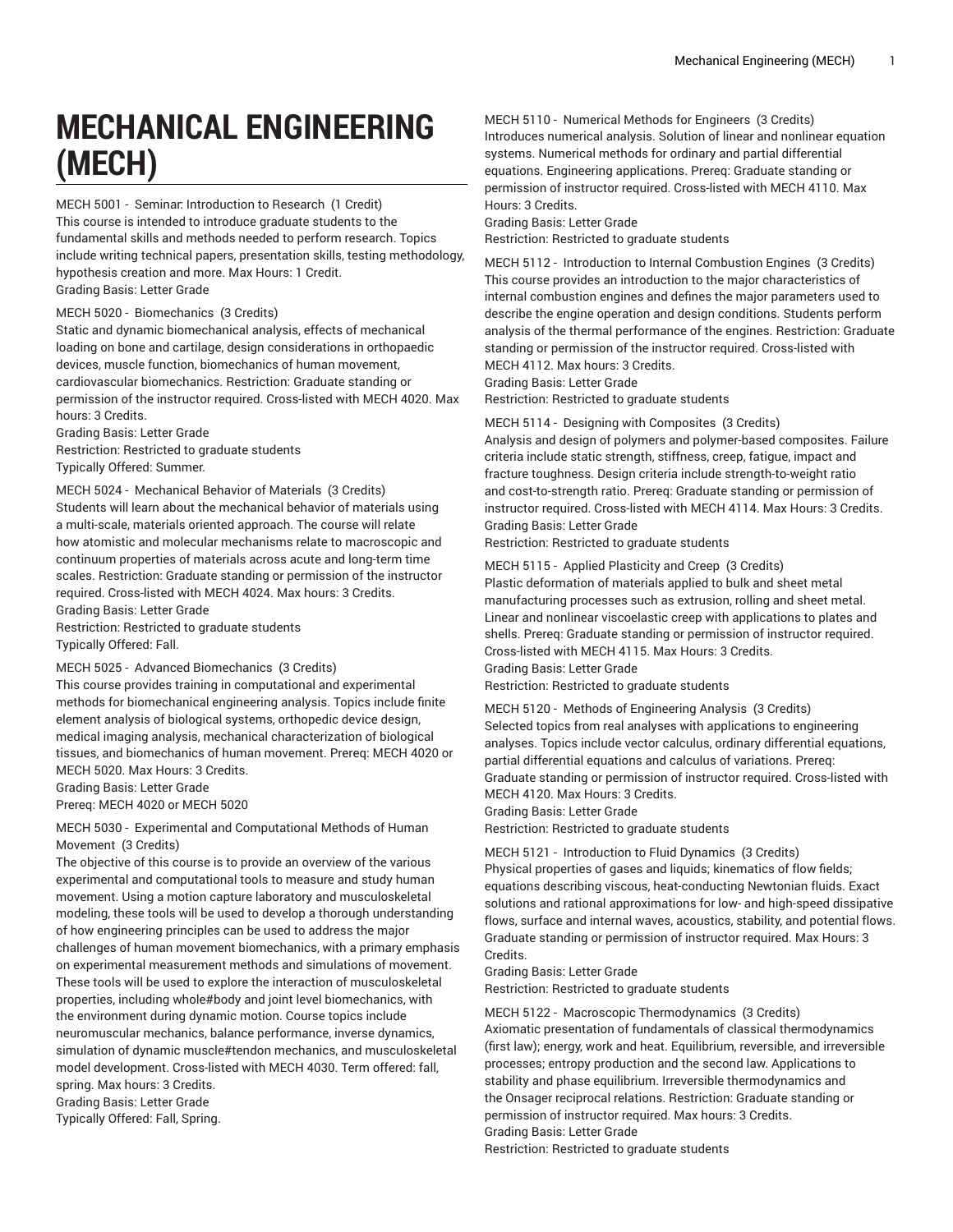# MECHANICAL ENGINEERING (MECH)

MECH 5001 - Seminar: Introduction to Research (1 Credit)
This course is intended to introduce graduate students to the fundamental skills and methods needed to perform research. Topics include writing technical papers, presentation skills, testing methodology, hypothesis creation and more. Max Hours: 1 Credit.
Grading Basis: Letter Grade

MECH 5020 - Biomechanics (3 Credits)
Static and dynamic biomechanical analysis, effects of mechanical loading on bone and cartilage, design considerations in orthopaedic devices, muscle function, biomechanics of human movement, cardiovascular biomechanics. Restriction: Graduate standing or permission of the instructor required. Cross-listed with MECH 4020. Max hours: 3 Credits.
Grading Basis: Letter Grade
Restriction: Restricted to graduate students
Typically Offered: Summer.

MECH 5024 - Mechanical Behavior of Materials (3 Credits)
Students will learn about the mechanical behavior of materials using a multi-scale, materials oriented approach. The course will relate how atomistic and molecular mechanisms relate to macroscopic and continuum properties of materials across acute and long-term time scales. Restriction: Graduate standing or permission of the instructor required. Cross-listed with MECH 4024. Max hours: 3 Credits.
Grading Basis: Letter Grade
Restriction: Restricted to graduate students
Typically Offered: Fall.

MECH 5025 - Advanced Biomechanics (3 Credits)
This course provides training in computational and experimental methods for biomechanical engineering analysis. Topics include finite element analysis of biological systems, orthopedic device design, medical imaging analysis, mechanical characterization of biological tissues, and biomechanics of human movement. Prereq: MECH 4020 or MECH 5020. Max Hours: 3 Credits.
Grading Basis: Letter Grade
Prereq: MECH 4020 or MECH 5020

MECH 5030 - Experimental and Computational Methods of Human Movement (3 Credits)
The objective of this course is to provide an overview of the various experimental and computational tools to measure and study human movement. Using a motion capture laboratory and musculoskeletal modeling, these tools will be used to develop a thorough understanding of how engineering principles can be used to address the major challenges of human movement biomechanics, with a primary emphasis on experimental measurement methods and simulations of movement. These tools will be used to explore the interaction of musculoskeletal properties, including whole#body and joint level biomechanics, with the environment during dynamic motion. Course topics include neuromuscular mechanics, balance performance, inverse dynamics, simulation of dynamic muscle#tendon mechanics, and musculoskeletal model development. Cross-listed with MECH 4030. Term offered: fall, spring. Max hours: 3 Credits.
Grading Basis: Letter Grade
Typically Offered: Fall, Spring.

MECH 5110 - Numerical Methods for Engineers (3 Credits)
Introduces numerical analysis. Solution of linear and nonlinear equation systems. Numerical methods for ordinary and partial differential equations. Engineering applications. Prereq: Graduate standing or permission of instructor required. Cross-listed with MECH 4110. Max Hours: 3 Credits.
Grading Basis: Letter Grade
Restriction: Restricted to graduate students

MECH 5112 - Introduction to Internal Combustion Engines (3 Credits)
This course provides an introduction to the major characteristics of internal combustion engines and defines the major parameters used to describe the engine operation and design conditions. Students perform analysis of the thermal performance of the engines. Restriction: Graduate standing or permission of the instructor required. Cross-listed with MECH 4112. Max hours: 3 Credits.
Grading Basis: Letter Grade
Restriction: Restricted to graduate students

MECH 5114 - Designing with Composites (3 Credits)
Analysis and design of polymers and polymer-based composites. Failure criteria include static strength, stiffness, creep, fatigue, impact and fracture toughness. Design criteria include strength-to-weight ratio and cost-to-strength ratio. Prereq: Graduate standing or permission of instructor required. Cross-listed with MECH 4114. Max Hours: 3 Credits.
Grading Basis: Letter Grade
Restriction: Restricted to graduate students

MECH 5115 - Applied Plasticity and Creep (3 Credits)
Plastic deformation of materials applied to bulk and sheet metal manufacturing processes such as extrusion, rolling and sheet metal. Linear and nonlinear viscoelastic creep with applications to plates and shells. Prereq: Graduate standing or permission of instructor required. Cross-listed with MECH 4115. Max Hours: 3 Credits.
Grading Basis: Letter Grade
Restriction: Restricted to graduate students

MECH 5120 - Methods of Engineering Analysis (3 Credits)
Selected topics from real analyses with applications to engineering analyses. Topics include vector calculus, ordinary differential equations, partial differential equations and calculus of variations. Prereq: Graduate standing or permission of instructor required. Cross-listed with MECH 4120. Max Hours: 3 Credits.
Grading Basis: Letter Grade
Restriction: Restricted to graduate students

MECH 5121 - Introduction to Fluid Dynamics (3 Credits)
Physical properties of gases and liquids; kinematics of flow fields; equations describing viscous, heat-conducting Newtonian fluids. Exact solutions and rational approximations for low- and high-speed dissipative flows, surface and internal waves, acoustics, stability, and potential flows. Graduate standing or permission of instructor required. Max Hours: 3 Credits.
Grading Basis: Letter Grade
Restriction: Restricted to graduate students

MECH 5122 - Macroscopic Thermodynamics (3 Credits)
Axiomatic presentation of fundamentals of classical thermodynamics (first law); energy, work and heat. Equilibrium, reversible, and irreversible processes; entropy production and the second law. Applications to stability and phase equilibrium. Irreversible thermodynamics and the Onsager reciprocal relations. Restriction: Graduate standing or permission of instructor required. Max hours: 3 Credits.
Grading Basis: Letter Grade
Restriction: Restricted to graduate students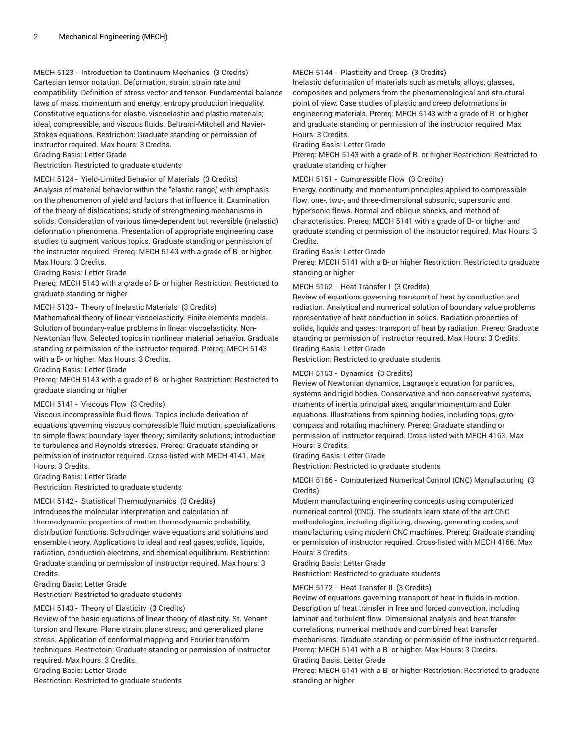MECH 5123 - Introduction to Continuum Mechanics (3 Credits)
Cartesian tensor notation. Deformation, strain, strain rate and compatibility. Definition of stress vector and tensor. Fundamental balance laws of mass, momentum and energy; entropy production inequality. Constitutive equations for elastic, viscoelastic and plastic materials; ideal, compressible, and viscous fluids. Beltrami-Mitchell and Navier-Stokes equations. Restriction: Graduate standing or permission of instructor required. Max hours: 3 Credits.
Grading Basis: Letter Grade
Restriction: Restricted to graduate students

MECH 5124 - Yield-Limited Behavior of Materials (3 Credits)
Analysis of material behavior within the "elastic range," with emphasis on the phenomenon of yield and factors that influence it. Examination of the theory of dislocations; study of strengthening mechanisms in solids. Consideration of various time-dependent but reversible (inelastic) deformation phenomena. Presentation of appropriate engineering case studies to augment various topics. Graduate standing or permission of the instructor required. Prereq: MECH 5143 with a grade of B- or higher. Max Hours: 3 Credits.
Grading Basis: Letter Grade
Prereq: MECH 5143 with a grade of B- or higher Restriction: Restricted to graduate standing or higher

MECH 5133 - Theory of Inelastic Materials (3 Credits)
Mathematical theory of linear viscoelasticity. Finite elements models. Solution of boundary-value problems in linear viscoelasticity. Non-Newtonian flow. Selected topics in nonlinear material behavior. Graduate standing or permission of the instructor required. Prereq: MECH 5143 with a B- or higher. Max Hours: 3 Credits.
Grading Basis: Letter Grade
Prereq: MECH 5143 with a grade of B- or higher Restriction: Restricted to graduate standing or higher

MECH 5141 - Viscous Flow (3 Credits)
Viscous incompressible fluid flows. Topics include derivation of equations governing viscous compressible fluid motion; specializations to simple flows; boundary-layer theory; similarity solutions; introduction to turbulence and Reynolds stresses. Prereq: Graduate standing or permission of instructor required. Cross-listed with MECH 4141. Max Hours: 3 Credits.
Grading Basis: Letter Grade
Restriction: Restricted to graduate students

MECH 5142 - Statistical Thermodynamics (3 Credits)
Introduces the molecular interpretation and calculation of thermodynamic properties of matter, thermodynamic probability, distribution functions, Schrodinger wave equations and solutions and ensemble theory. Applications to ideal and real gases, solids, liquids, radiation, conduction electrons, and chemical equilibrium. Restriction: Graduate standing or permission of instructor required. Max hours: 3 Credits.
Grading Basis: Letter Grade
Restriction: Restricted to graduate students

MECH 5143 - Theory of Elasticity (3 Credits)
Review of the basic equations of linear theory of elasticity. St. Venant torsion and flexure. Plane strain, plane stress, and generalized plane stress. Application of conformal mapping and Fourier transform techniques. Restrictoin: Graduate standing or permission of instructor required. Max hours: 3 Credits.
Grading Basis: Letter Grade
Restriction: Restricted to graduate students

MECH 5144 - Plasticity and Creep (3 Credits)
Inelastic deformation of materials such as metals, alloys, glasses, composites and polymers from the phenomenological and structural point of view. Case studies of plastic and creep deformations in engineering materials. Prereq: MECH 5143 with a grade of B- or higher and graduate standing or permission of the instructor required. Max Hours: 3 Credits.
Grading Basis: Letter Grade
Prereq: MECH 5143 with a grade of B- or higher Restriction: Restricted to graduate standing or higher

MECH 5161 - Compressible Flow (3 Credits)
Energy, continuity, and momentum principles applied to compressible flow; one-, two-, and three-dimensional subsonic, supersonic and hypersonic flows. Normal and oblique shocks, and method of characteristics. Prereq: MECH 5141 with a grade of B- or higher and graduate standing or permission of the instructor required. Max Hours: 3 Credits.
Grading Basis: Letter Grade
Prereq: MECH 5141 with a B- or higher Restriction: Restricted to graduate standing or higher

MECH 5162 - Heat Transfer I (3 Credits)
Review of equations governing transport of heat by conduction and radiation. Analytical and numerical solution of boundary value problems representative of heat conduction in solids. Radiation properties of solids, liquids and gases; transport of heat by radiation. Prereq: Graduate standing or permission of instructor required. Max Hours: 3 Credits.
Grading Basis: Letter Grade
Restriction: Restricted to graduate students

MECH 5163 - Dynamics (3 Credits)
Review of Newtonian dynamics, Lagrange's equation for particles, systems and rigid bodies. Conservative and non-conservative systems, moments of inertia, principal axes, angular momentum and Euler equations. Illustrations from spinning bodies, including tops, gyro-compass and rotating machinery. Prereq: Graduate standing or permission of instructor required. Cross-listed with MECH 4163. Max Hours: 3 Credits.
Grading Basis: Letter Grade
Restriction: Restricted to graduate students

MECH 5166 - Computerized Numerical Control (CNC) Manufacturing (3 Credits)
Modern manufacturing engineering concepts using computerized numerical control (CNC). The students learn state-of-the-art CNC methodologies, including digitizing, drawing, generating codes, and manufacturing using modern CNC machines. Prereq: Graduate standing or permission of instructor required. Cross-listed with MECH 4166. Max Hours: 3 Credits.
Grading Basis: Letter Grade
Restriction: Restricted to graduate students

MECH 5172 - Heat Transfer II (3 Credits)
Review of equations governing transport of heat in fluids in motion. Description of heat transfer in free and forced convection, including laminar and turbulent flow. Dimensional analysis and heat transfer correlations, numerical methods and combined heat transfer mechanisms. Graduate standing or permission of the instructor required. Prereq: MECH 5141 with a B- or higher. Max Hours: 3 Credits.
Grading Basis: Letter Grade
Prereq: MECH 5141 with a B- or higher Restriction: Restricted to graduate standing or higher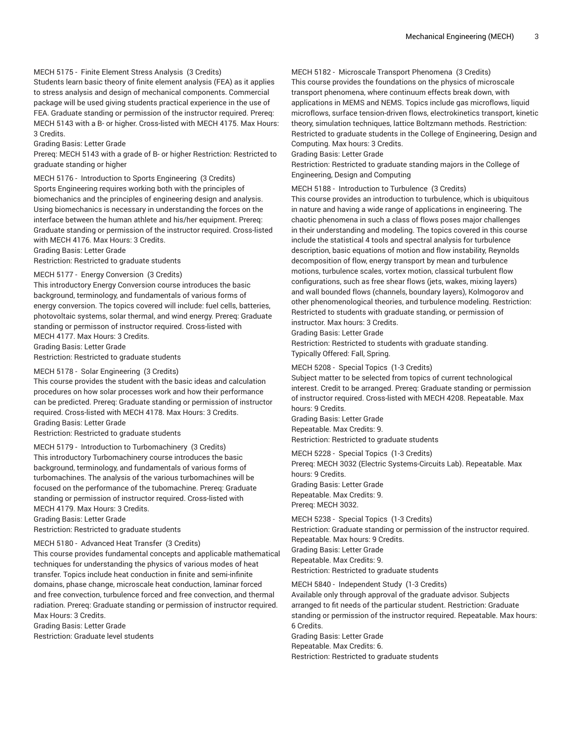MECH 5175 - Finite Element Stress Analysis (3 Credits)
Students learn basic theory of finite element analysis (FEA) as it applies to stress analysis and design of mechanical components. Commercial package will be used giving students practical experience in the use of FEA. Graduate standing or permission of the instructor required. Prereq: MECH 5143 with a B- or higher. Cross-listed with MECH 4175. Max Hours: 3 Credits.
Grading Basis: Letter Grade
Prereq: MECH 5143 with a grade of B- or higher Restriction: Restricted to graduate standing or higher

MECH 5176 - Introduction to Sports Engineering (3 Credits)
Sports Engineering requires working both with the principles of biomechanics and the principles of engineering design and analysis. Using biomechanics is necessary in understanding the forces on the interface between the human athlete and his/her equipment. Prereq: Graduate standing or permission of the instructor required. Cross-listed with MECH 4176. Max Hours: 3 Credits.
Grading Basis: Letter Grade
Restriction: Restricted to graduate students

MECH 5177 - Energy Conversion (3 Credits)
This introductory Energy Conversion course introduces the basic background, terminology, and fundamentals of various forms of energy conversion. The topics covered will include: fuel cells, batteries, photovoltaic systems, solar thermal, and wind energy. Prereq: Graduate standing or permisson of instructor required. Cross-listed with MECH 4177. Max Hours: 3 Credits.
Grading Basis: Letter Grade
Restriction: Restricted to graduate students

MECH 5178 - Solar Engineering (3 Credits)
This course provides the student with the basic ideas and calculation procedures on how solar processes work and how their performance can be predicted. Prereq: Graduate standing or permission of instructor required. Cross-listed with MECH 4178. Max Hours: 3 Credits.
Grading Basis: Letter Grade
Restriction: Restricted to graduate students

MECH 5179 - Introduction to Turbomachinery (3 Credits)
This introductory Turbomachinery course introduces the basic background, terminology, and fundamentals of various forms of turbomachines. The analysis of the various turbomachines will be focused on the performance of the tubomachine. Prereq: Graduate standing or permission of instructor required. Cross-listed with MECH 4179. Max Hours: 3 Credits.
Grading Basis: Letter Grade
Restriction: Restricted to graduate students

MECH 5180 - Advanced Heat Transfer (3 Credits)
This course provides fundamental concepts and applicable mathematical techniques for understanding the physics of various modes of heat transfer. Topics include heat conduction in finite and semi-infinite domains, phase change, microscale heat conduction, laminar forced and free convection, turbulence forced and free convection, and thermal radiation. Prereq: Graduate standing or permission of instructor required. Max Hours: 3 Credits.
Grading Basis: Letter Grade
Restriction: Graduate level students

MECH 5182 - Microscale Transport Phenomena (3 Credits)
This course provides the foundations on the physics of microscale transport phenomena, where continuum effects break down, with applications in MEMS and NEMS. Topics include gas microflows, liquid microflows, surface tension-driven flows, electrokinetics transport, kinetic theory, simulation techniques, lattice Boltzmann methods. Restriction: Restricted to graduate students in the College of Engineering, Design and Computing. Max hours: 3 Credits.
Grading Basis: Letter Grade
Restriction: Restricted to graduate standing majors in the College of Engineering, Design and Computing

MECH 5188 - Introduction to Turbulence (3 Credits)
This course provides an introduction to turbulence, which is ubiquitous in nature and having a wide range of applications in engineering. The chaotic phenomena in such a class of flows poses major challenges in their understanding and modeling. The topics covered in this course include the statistical 4 tools and spectral analysis for turbulence description, basic equations of motion and flow instability, Reynolds decomposition of flow, energy transport by mean and turbulence motions, turbulence scales, vortex motion, classical turbulent flow configurations, such as free shear flows (jets, wakes, mixing layers) and wall bounded flows (channels, boundary layers), Kolmogorov and other phenomenological theories, and turbulence modeling. Restriction: Restricted to students with graduate standing, or permission of instructor. Max hours: 3 Credits.
Grading Basis: Letter Grade
Restriction: Restricted to students with graduate standing.
Typically Offered: Fall, Spring.

MECH 5208 - Special Topics (1-3 Credits)
Subject matter to be selected from topics of current technological interest. Credit to be arranged. Prereq: Graduate standing or permission of instructor required. Cross-listed with MECH 4208. Repeatable. Max hours: 9 Credits.
Grading Basis: Letter Grade
Repeatable. Max Credits: 9.
Restriction: Restricted to graduate students

MECH 5228 - Special Topics (1-3 Credits)
Prereq: MECH 3032 (Electric Systems-Circuits Lab). Repeatable. Max hours: 9 Credits.
Grading Basis: Letter Grade
Repeatable. Max Credits: 9.
Prereq: MECH 3032.

MECH 5238 - Special Topics (1-3 Credits)
Restriction: Graduate standing or permission of the instructor required. Repeatable. Max hours: 9 Credits.
Grading Basis: Letter Grade
Repeatable. Max Credits: 9.
Restriction: Restricted to graduate students

MECH 5840 - Independent Study (1-3 Credits)
Available only through approval of the graduate advisor. Subjects arranged to fit needs of the particular student. Restriction: Graduate standing or permission of the instructor required. Repeatable. Max hours: 6 Credits.
Grading Basis: Letter Grade
Repeatable. Max Credits: 6.
Restriction: Restricted to graduate students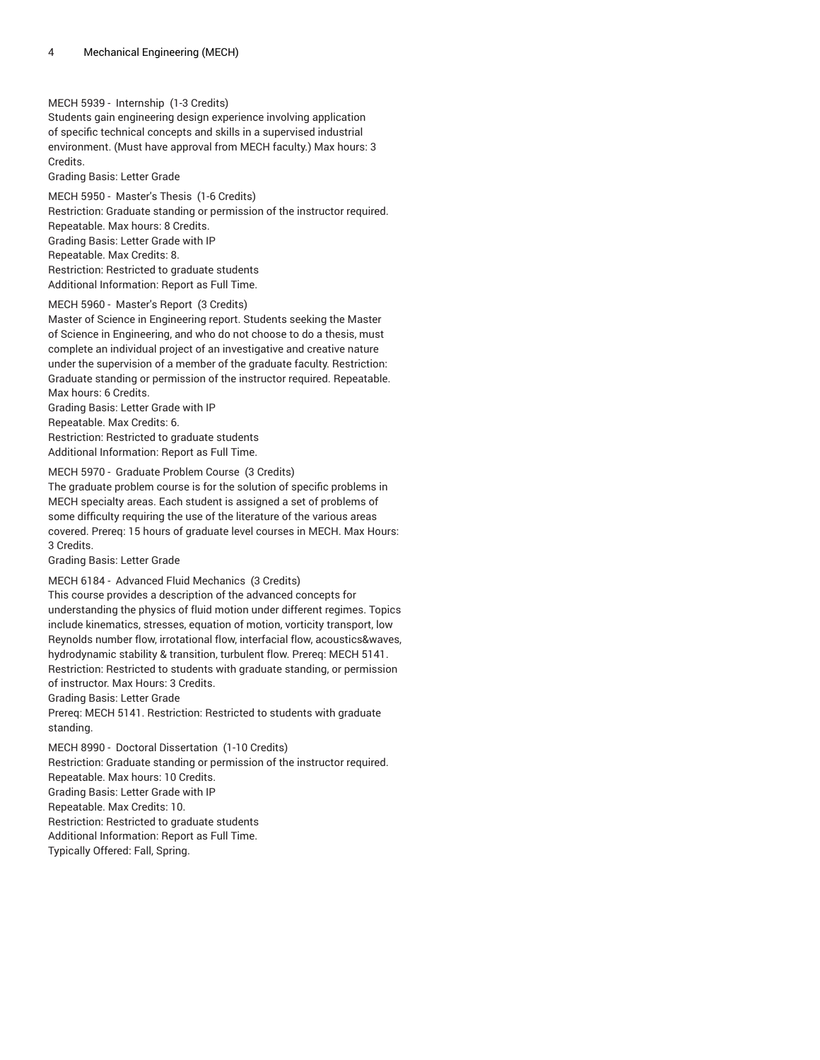MECH 5939 - Internship (1-3 Credits)
Students gain engineering design experience involving application of specific technical concepts and skills in a supervised industrial environment. (Must have approval from MECH faculty.) Max hours: 3 Credits.
Grading Basis: Letter Grade

MECH 5950 - Master's Thesis (1-6 Credits)
Restriction: Graduate standing or permission of the instructor required. Repeatable. Max hours: 8 Credits.
Grading Basis: Letter Grade with IP
Repeatable. Max Credits: 8.
Restriction: Restricted to graduate students
Additional Information: Report as Full Time.

MECH 5960 - Master's Report (3 Credits)
Master of Science in Engineering report. Students seeking the Master of Science in Engineering, and who do not choose to do a thesis, must complete an individual project of an investigative and creative nature under the supervision of a member of the graduate faculty. Restriction: Graduate standing or permission of the instructor required. Repeatable. Max hours: 6 Credits.
Grading Basis: Letter Grade with IP
Repeatable. Max Credits: 6.
Restriction: Restricted to graduate students
Additional Information: Report as Full Time.

MECH 5970 - Graduate Problem Course (3 Credits)
The graduate problem course is for the solution of specific problems in MECH specialty areas. Each student is assigned a set of problems of some difficulty requiring the use of the literature of the various areas covered. Prereq: 15 hours of graduate level courses in MECH. Max Hours: 3 Credits.
Grading Basis: Letter Grade

MECH 6184 - Advanced Fluid Mechanics (3 Credits)
This course provides a description of the advanced concepts for understanding the physics of fluid motion under different regimes. Topics include kinematics, stresses, equation of motion, vorticity transport, low Reynolds number flow, irrotational flow, interfacial flow, acoustics&waves, hydrodynamic stability & transition, turbulent flow. Prereq: MECH 5141. Restriction: Restricted to students with graduate standing, or permission of instructor. Max Hours: 3 Credits.
Grading Basis: Letter Grade
Prereq: MECH 5141. Restriction: Restricted to students with graduate standing.

MECH 8990 - Doctoral Dissertation (1-10 Credits)
Restriction: Graduate standing or permission of the instructor required. Repeatable. Max hours: 10 Credits.
Grading Basis: Letter Grade with IP
Repeatable. Max Credits: 10.
Restriction: Restricted to graduate students
Additional Information: Report as Full Time.
Typically Offered: Fall, Spring.